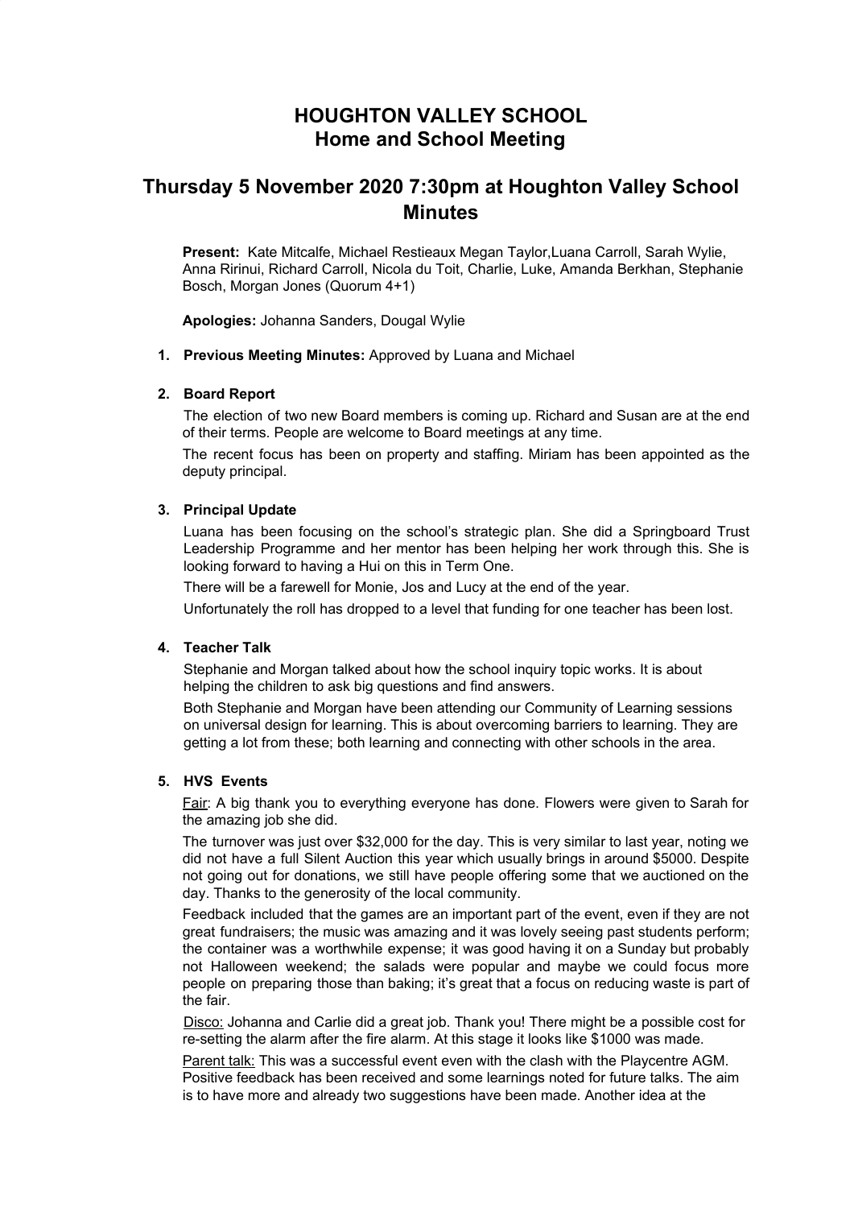# HOUGHTON VALLEY SCHOOL
## Home and School Meeting

## Thursday 5 November 2020 7:30pm at Houghton Valley School Minutes

**Present:** Kate Mitcalfe, Michael Restieaux Megan Taylor,Luana Carroll, Sarah Wylie, Anna Ririnui, Richard Carroll, Nicola du Toit, Charlie, Luke, Amanda Berkhan, Stephanie Bosch, Morgan Jones (Quorum 4+1)

**Apologies:** Johanna Sanders, Dougal Wylie

1. **Previous Meeting Minutes:** Approved by Luana and Michael

2. **Board Report**

   The election of two new Board members is coming up. Richard and Susan are at the end of their terms. People are welcome to Board meetings at any time.

   The recent focus has been on property and staffing. Miriam has been appointed as the deputy principal.

3. **Principal Update**

   Luana has been focusing on the school's strategic plan. She did a Springboard Trust Leadership Programme and her mentor has been helping her work through this. She is looking forward to having a Hui on this in Term One.

   There will be a farewell for Monie, Jos and Lucy at the end of the year.

   Unfortunately the roll has dropped to a level that funding for one teacher has been lost.

4. **Teacher Talk**

   Stephanie and Morgan talked about how the school inquiry topic works. It is about helping the children to ask big questions and find answers.

   Both Stephanie and Morgan have been attending our Community of Learning sessions on universal design for learning. This is about overcoming barriers to learning. They are getting a lot from these; both learning and connecting with other schools in the area.

5. **HVS Events**

   <u>Fair</u>: A big thank you to everything everyone has done. Flowers were given to Sarah for the amazing job she did.

   The turnover was just over $32,000 for the day. This is very similar to last year, noting we did not have a full Silent Auction this year which usually brings in around $5000. Despite not going out for donations, we still have people offering some that we auctioned on the day. Thanks to the generosity of the local community.

   Feedback included that the games are an important part of the event, even if they are not great fundraisers; the music was amazing and it was lovely seeing past students perform; the container was a worthwhile expense; it was good having it on a Sunday but probably not Halloween weekend; the salads were popular and maybe we could focus more people on preparing those than baking; it's great that a focus on reducing waste is part of the fair.

   <u>Disco:</u> Johanna and Carlie did a great job. Thank you! There might be a possible cost for re-setting the alarm after the fire alarm. At this stage it looks like $1000 was made.

   <u>Parent talk:</u> This was a successful event even with the clash with the Playcentre AGM. Positive feedback has been received and some learnings noted for future talks. The aim is to have more and already two suggestions have been made. Another idea at the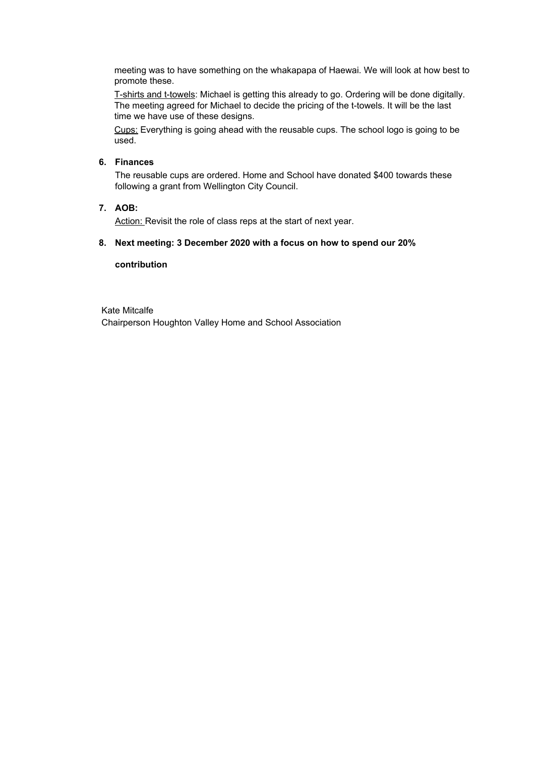meeting was to have something on the whakapapa of Haewai. We will look at how best to promote these.

T-shirts and t-towels: Michael is getting this already to go. Ordering will be done digitally. The meeting agreed for Michael to decide the pricing of the t-towels. It will be the last time we have use of these designs.

Cups: Everything is going ahead with the reusable cups. The school logo is going to be used.

**6. Finances**

The reusable cups are ordered. Home and School have donated $400 towards these following a grant from Wellington City Council.

**7. AOB:**

Action: Revisit the role of class reps at the start of next year.

**8. Next meeting: 3 December 2020 with a focus on how to spend our 20% contribution**

Kate Mitcalfe
Chairperson Houghton Valley Home and School Association